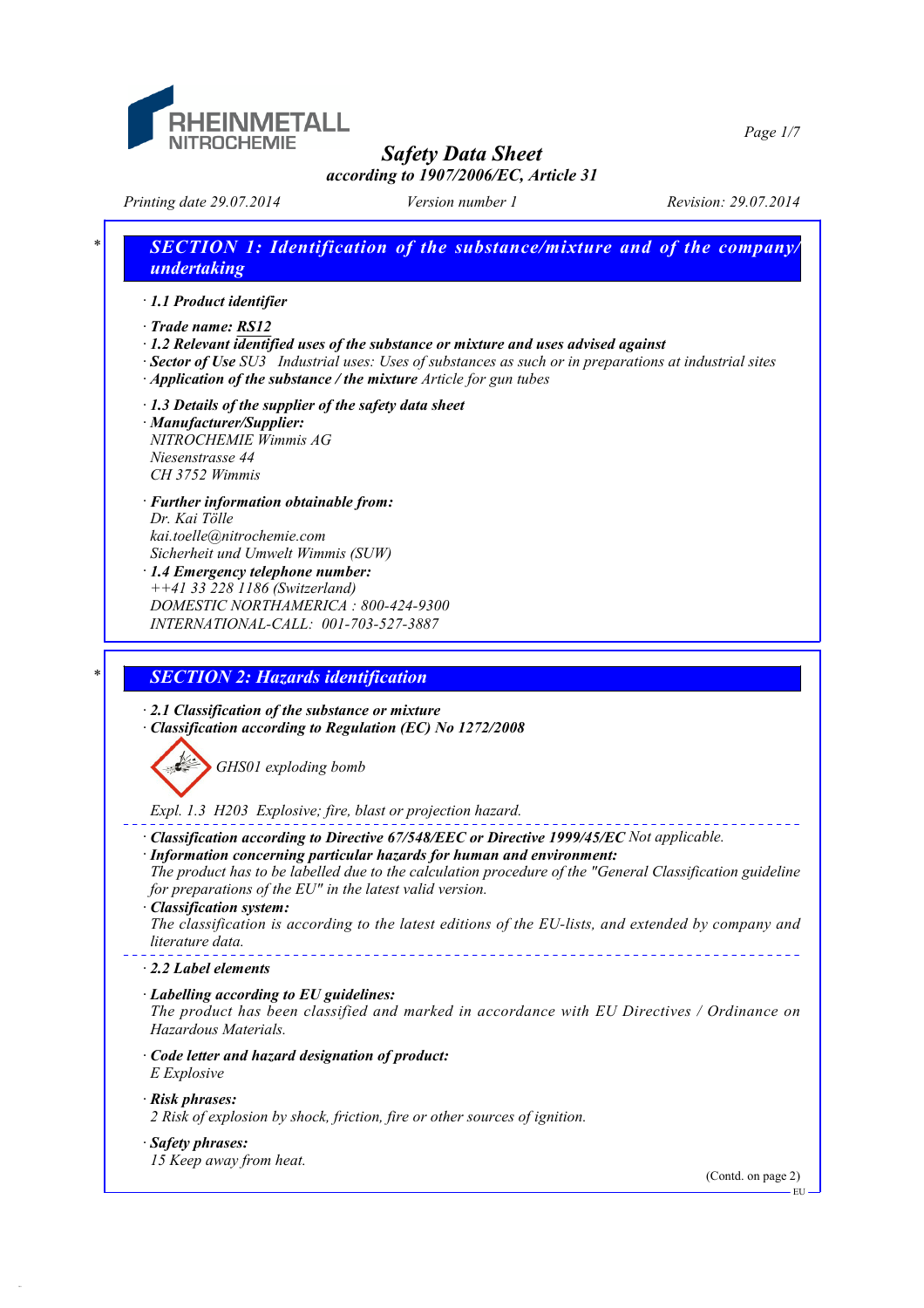# Safety Data Sheet

*according to 1907/2006/EC, Article 31*

Printing date 29.07.2014 | Version number 1 | Revision: 29.07.2014

## SECTION 1: Identification of the substance/mixture and of the company/undertaking

· **1.1 Product identifier**

· **Trade name: RS12**

· **1.2 Relevant identified uses of the substance or mixture and uses advised against**

· **Sector of Use** SU3 Industrial uses: Uses of substances as such or in preparations at industrial sites

· **Application of the substance / the mixture** Article for gun tubes

· **1.3 Details of the supplier of the safety data sheet**

· **Manufacturer/Supplier:**
NITROCHEMIE Wimmis AG
Niesenstrasse 44
CH 3752 Wimmis

· **Further information obtainable from:**
Dr. Kai Tölle
kai.toelle@nitrochemie.com
Sicherheit und Umwelt Wimmis (SUW)

· **1.4 Emergency telephone number:**
++41 33 228 1186 (Switzerland)
DOMESTIC NORTHAMERICA : 800-424-9300
INTERNATIONAL-CALL: 001-703-527-3887

## SECTION 2: Hazards identification

· **2.1 Classification of the substance or mixture**

· **Classification according to Regulation (EC) No 1272/2008**

GHS01 exploding bomb

Expl. 1.3 H203 Explosive; fire, blast or projection hazard.

· **Classification according to Directive 67/548/EEC or Directive 1999/45/EC** Not applicable.

· **Information concerning particular hazards for human and environment:**
The product has to be labelled due to the calculation procedure of the "General Classification guideline for preparations of the EU" in the latest valid version.

· **Classification system:**
The classification is according to the latest editions of the EU-lists, and extended by company and literature data.

· **2.2 Label elements**

· **Labelling according to EU guidelines:**
The product has been classified and marked in accordance with EU Directives / Ordinance on Hazardous Materials.

· **Code letter and hazard designation of product:**
E Explosive

· **Risk phrases:**
2 Risk of explosion by shock, friction, fire or other sources of ignition.

· **Safety phrases:**
15 Keep away from heat.

(Contd. on page 2)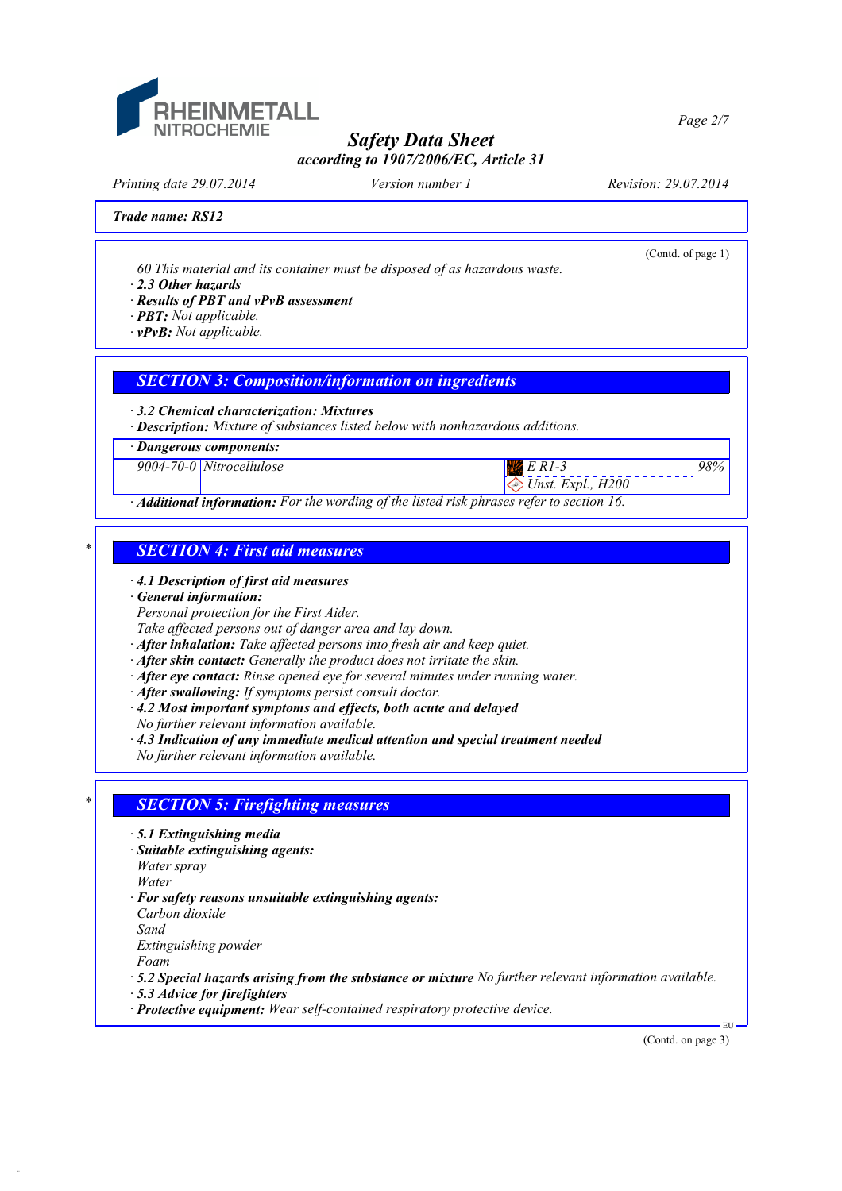**Trade name: RS12**

(Contd. of page 1)

60 This material and its container must be disposed of as hazardous waste.

· **2.3 Other hazards**

· **Results of PBT and vPvB assessment**

· **PBT:** Not applicable.

· **vPvB:** Not applicable.

## SECTION 3: Composition/information on ingredients

· **3.2 Chemical characterization: Mixtures**

· **Description:** Mixture of substances listed below with nonhazardous additions.

| · Dangerous components: | | | |
|---|---|---|---|
| 9004-70-0 | Nitrocellulose | E R1-3<br>Unst. Expl., H200 | 98% |

· **Additional information:** For the wording of the listed risk phrases refer to section 16.

## SECTION 4: First aid measures

· **4.1 Description of first aid measures**

· **General information:**

Personal protection for the First Aider.

Take affected persons out of danger area and lay down.

· **After inhalation:** Take affected persons into fresh air and keep quiet.

· **After skin contact:** Generally the product does not irritate the skin.

· **After eye contact:** Rinse opened eye for several minutes under running water.

· **After swallowing:** If symptoms persist consult doctor.

· **4.2 Most important symptoms and effects, both acute and delayed**

No further relevant information available.

· **4.3 Indication of any immediate medical attention and special treatment needed**

No further relevant information available.

## SECTION 5: Firefighting measures

· **5.1 Extinguishing media**

· **Suitable extinguishing agents:**

Water spray

Water

· **For safety reasons unsuitable extinguishing agents:**

Carbon dioxide

Sand

Extinguishing powder

Foam

· **5.2 Special hazards arising from the substance or mixture** No further relevant information available.

· **5.3 Advice for firefighters**

· **Protective equipment:** Wear self-contained respiratory protective device.

(Contd. on page 3)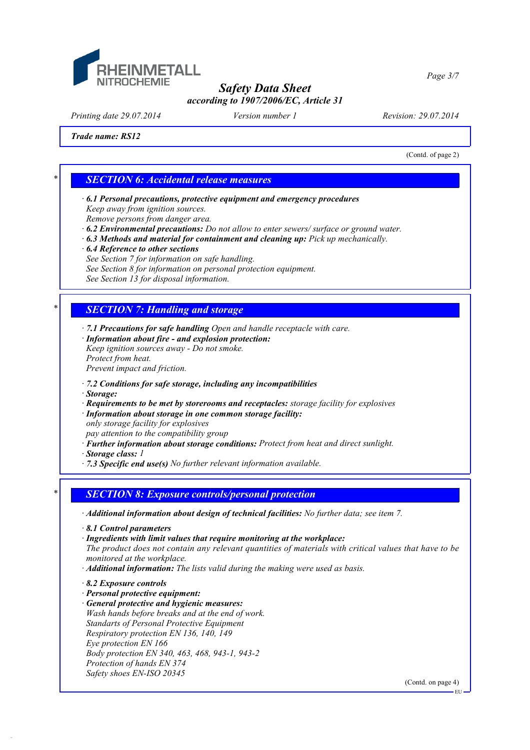**Trade name: RS12**

(Contd. of page 2)

## SECTION 6: Accidental release measures

· **6.1 Personal precautions, protective equipment and emergency procedures**
Keep away from ignition sources.
Remove persons from danger area.
· **6.2 Environmental precautions:** Do not allow to enter sewers/ surface or ground water.
· **6.3 Methods and material for containment and cleaning up:** Pick up mechanically.
· **6.4 Reference to other sections**
See Section 7 for information on safe handling.
See Section 8 for information on personal protection equipment.
See Section 13 for disposal information.

## SECTION 7: Handling and storage

· **7.1 Precautions for safe handling** Open and handle receptacle with care.
· **Information about fire - and explosion protection:**
Keep ignition sources away - Do not smoke.
Protect from heat.
Prevent impact and friction.

· **7.2 Conditions for safe storage, including any incompatibilities**
· **Storage:**
· **Requirements to be met by storerooms and receptacles:** storage facility for explosives
· **Information about storage in one common storage facility:**
only storage facility for explosives
pay attention to the compatibility group
· **Further information about storage conditions:** Protect from heat and direct sunlight.
· **Storage class:** 1
· **7.3 Specific end use(s)** No further relevant information available.

## SECTION 8: Exposure controls/personal protection

· **Additional information about design of technical facilities:** No further data; see item 7.

· **8.1 Control parameters**
· **Ingredients with limit values that require monitoring at the workplace:**
The product does not contain any relevant quantities of materials with critical values that have to be monitored at the workplace.
· **Additional information:** The lists valid during the making were used as basis.

· **8.2 Exposure controls**
· **Personal protective equipment:**
· **General protective and hygienic measures:**
Wash hands before breaks and at the end of work.
Standarts of Personal Protective Equipment
Respiratory protection EN 136, 140, 149
Eye protection EN 166
Body protection EN 340, 463, 468, 943-1, 943-2
Protection of hands EN 374
Safety shoes EN-ISO 20345

(Contd. on page 4)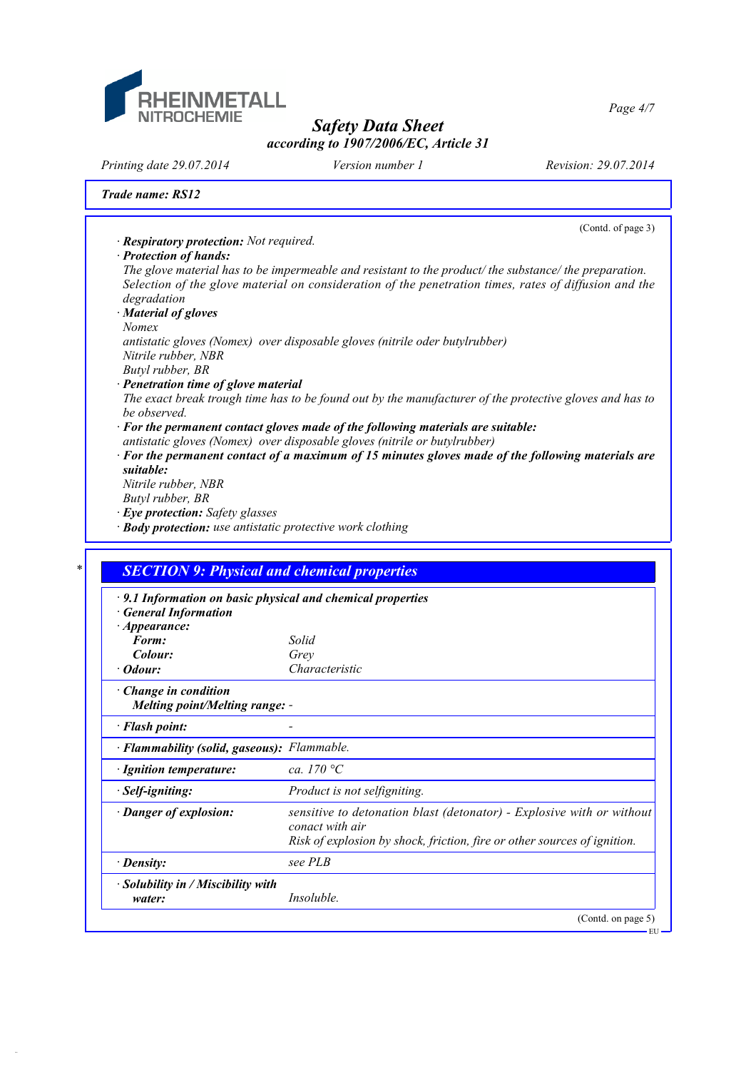Trade name: RS12

(Contd. of page 3)

· **Respiratory protection:** Not required.

· **Protection of hands:**

The glove material has to be impermeable and resistant to the product/ the substance/ the preparation.
Selection of the glove material on consideration of the penetration times, rates of diffusion and the degradation

· **Material of gloves**

Nomex
antistatic gloves (Nomex) over disposable gloves (nitrile oder butylrubber)
Nitrile rubber, NBR
Butyl rubber, BR

· **Penetration time of glove material**

The exact break trough time has to be found out by the manufacturer of the protective gloves and has to be observed.

· **For the permanent contact gloves made of the following materials are suitable:**

antistatic gloves (Nomex) over disposable gloves (nitrile or butylrubber)

· **For the permanent contact of a maximum of 15 minutes gloves made of the following materials are suitable:**

Nitrile rubber, NBR
Butyl rubber, BR

· **Eye protection:** Safety glasses

· **Body protection:** use antistatic protective work clothing

## SECTION 9: Physical and chemical properties

· **9.1 Information on basic physical and chemical properties**

· **General Information**

| | |
|---|---|
| · **Appearance:** | |
| **Form:** | Solid |
| **Colour:** | Grey |
| · **Odour:** | Characteristic |
| · **Change in condition** | |
| **Melting point/Melting range:** | - |
| · **Flash point:** | - |
| · **Flammability (solid, gaseous):** | Flammable. |
| · **Ignition temperature:** | ca. 170 °C |
| · **Self-igniting:** | Product is not selfigniting. |
| · **Danger of explosion:** | sensitive to detonation blast (detonator) - Explosive with or without conact with air<br>Risk of explosion by shock, friction, fire or other sources of ignition. |
| · **Density:** | see PLB |
| · **Solubility in / Miscibility with water:** | Insoluble. |

(Contd. on page 5)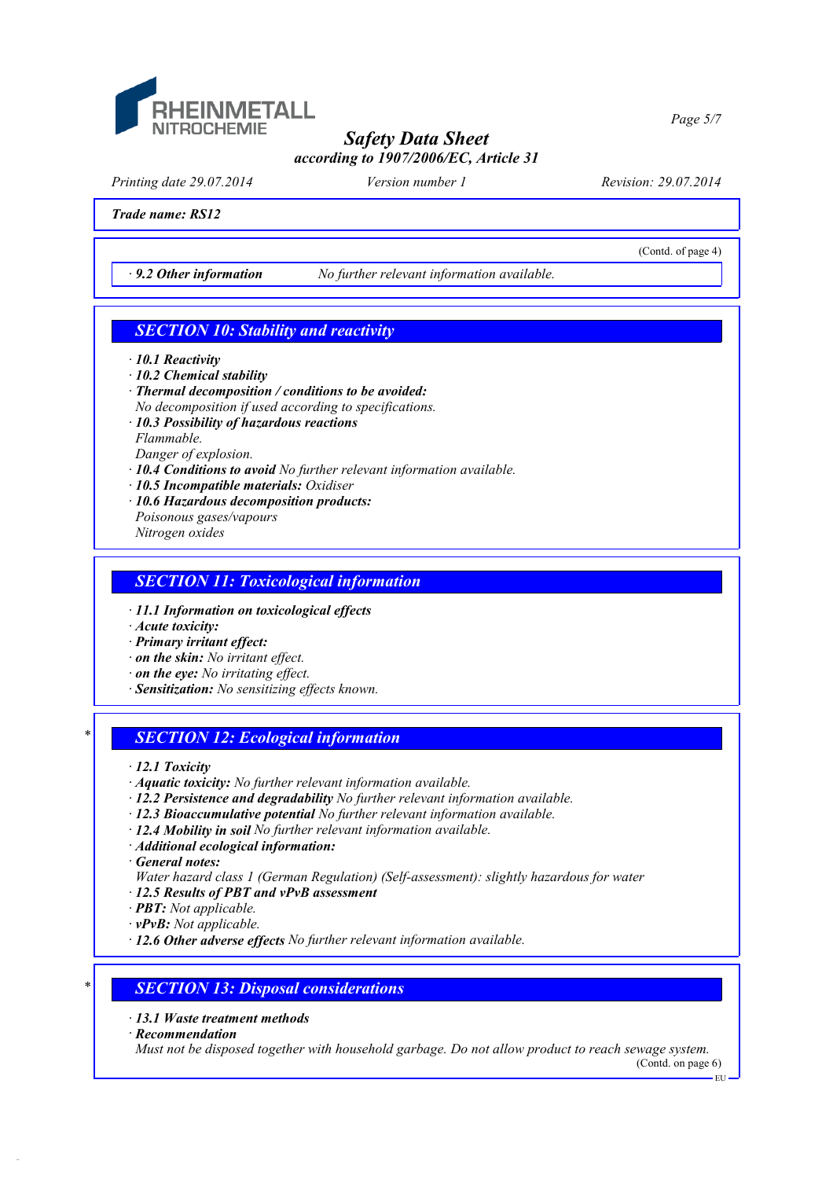**Safety Data Sheet**
**according to 1907/2006/EC, Article 31**

Printing date 29.07.2014 | Version number 1 | Revision: 29.07.2014

**Trade name: RS12**

(Contd. of page 4)

· **9.2 Other information** *No further relevant information available.*

## SECTION 10: Stability and reactivity

· **10.1 Reactivity**
· **10.2 Chemical stability**
· **Thermal decomposition / conditions to be avoided:**
No decomposition if used according to specifications.
· **10.3 Possibility of hazardous reactions**
Flammable.
Danger of explosion.
· **10.4 Conditions to avoid** No further relevant information available.
· **10.5 Incompatible materials:** Oxidiser
· **10.6 Hazardous decomposition products:**
Poisonous gases/vapours
Nitrogen oxides

## SECTION 11: Toxicological information

· **11.1 Information on toxicological effects**
· **Acute toxicity:**
· **Primary irritant effect:**
· **on the skin:** No irritant effect.
· **on the eye:** No irritating effect.
· **Sensitization:** No sensitizing effects known.

## * SECTION 12: Ecological information

· **12.1 Toxicity**
· **Aquatic toxicity:** No further relevant information available.
· **12.2 Persistence and degradability** No further relevant information available.
· **12.3 Bioaccumulative potential** No further relevant information available.
· **12.4 Mobility in soil** No further relevant information available.
· **Additional ecological information:**
· **General notes:**
Water hazard class 1 (German Regulation) (Self-assessment): slightly hazardous for water
· **12.5 Results of PBT and vPvB assessment**
· **PBT:** Not applicable.
· **vPvB:** Not applicable.
· **12.6 Other adverse effects** No further relevant information available.

## * SECTION 13: Disposal considerations

· **13.1 Waste treatment methods**
· **Recommendation**
Must not be disposed together with household garbage. Do not allow product to reach sewage system.

(Contd. on page 6)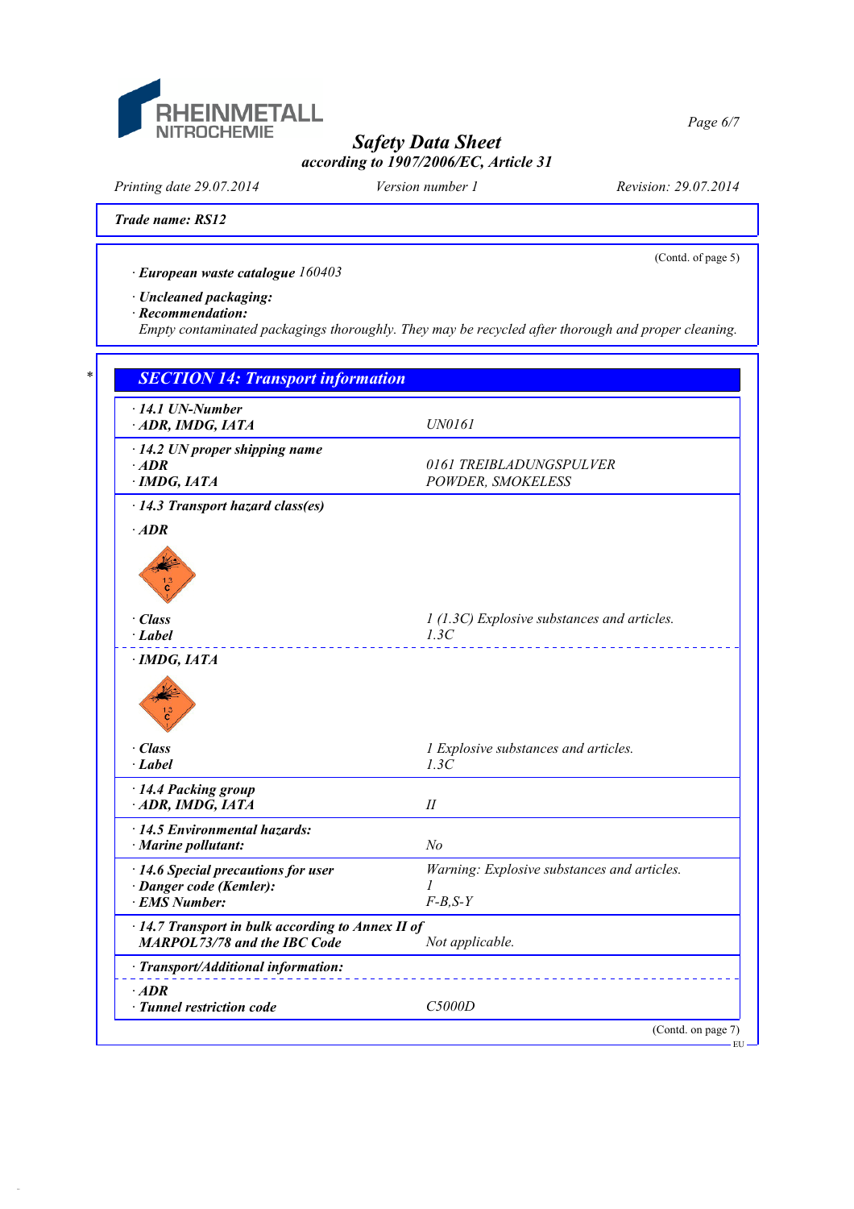Trade name: RS12

(Contd. of page 5)

· **European waste catalogue** 160403

· **Uncleaned packaging:**
· **Recommendation:**
*Empty contaminated packagings thoroughly. They may be recycled after thorough and proper cleaning.*

## SECTION 14: Transport information

| | |
|---|---|
| · **14.1 UN-Number** · **ADR, IMDG, IATA** | UN0161 |
| · **14.2 UN proper shipping name** | |
| · **ADR** | 0161 TREIBLADUNGSPULVER |
| · **IMDG, IATA** | POWDER, SMOKELESS |
| · **14.3 Transport hazard class(es)** | |
| · **ADR** | |
| · **Class** | 1 (1.3C) Explosive substances and articles. |
| · **Label** | 1.3C |
| · **IMDG, IATA** | |
| · **Class** | 1 Explosive substances and articles. |
| · **Label** | 1.3C |
| · **14.4 Packing group** · **ADR, IMDG, IATA** | II |
| · **14.5 Environmental hazards:** · **Marine pollutant:** | No |
| · **14.6 Special precautions for user** | Warning: Explosive substances and articles. |
| · **Danger code (Kemler):** | 1 |
| · **EMS Number:** | F-B,S-Y |
| · **14.7 Transport in bulk according to Annex II of MARPOL73/78 and the IBC Code** | Not applicable. |
| · **Transport/Additional information:** | |
| · **ADR** | |
| · **Tunnel restriction code** | C5000D |

(Contd. on page 7)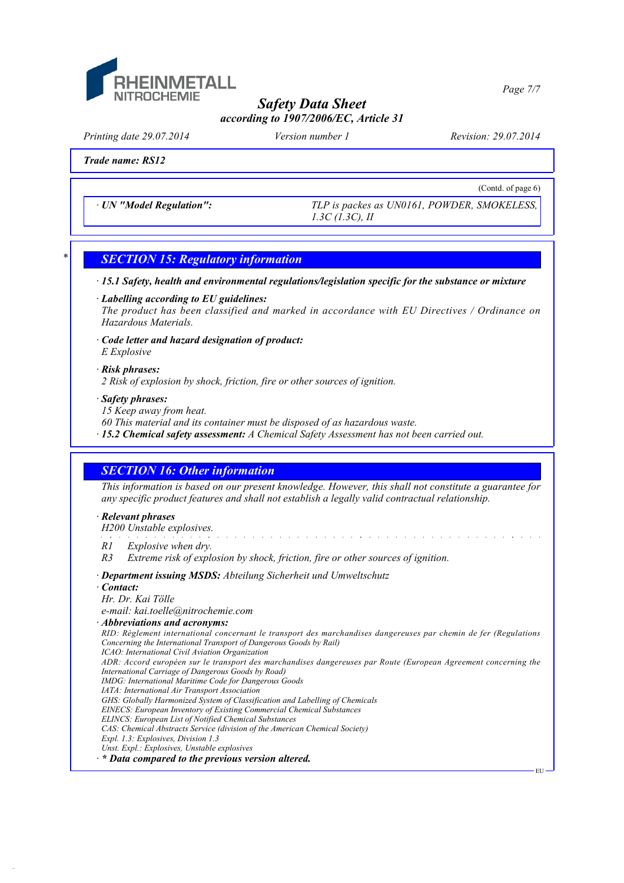**Trade name: RS12**

(Contd. of page 6)

| | |
|---|---|
| · *UN "Model Regulation":* | *TLP is packes as UN0161, POWDER, SMOKELESS, 1.3C (1.3C), II* |

## SECTION 15: Regulatory information

· ***15.1 Safety, health and environmental regulations/legislation specific for the substance or mixture***

· ***Labelling according to EU guidelines:***
*The product has been classified and marked in accordance with EU Directives / Ordinance on Hazardous Materials.*

· ***Code letter and hazard designation of product:***
*E Explosive*

· ***Risk phrases:***
*2 Risk of explosion by shock, friction, fire or other sources of ignition.*

· ***Safety phrases:***
*15 Keep away from heat.*
*60 This material and its container must be disposed of as hazardous waste.*

· ***15.2 Chemical safety assessment:*** *A Chemical Safety Assessment has not been carried out.*

## SECTION 16: Other information

*This information is based on our present knowledge. However, this shall not constitute a guarantee for any specific product features and shall not establish a legally valid contractual relationship.*

· ***Relevant phrases***
*H200 Unstable explosives.*

*R1 Explosive when dry.*
*R3 Extreme risk of explosion by shock, friction, fire or other sources of ignition.*

· ***Department issuing MSDS:*** *Abteilung Sicherheit und Umweltschutz*

· ***Contact:***
*Hr. Dr. Kai Tölle*
*e-mail: kai.toelle@nitrochemie.com*

· ***Abbreviations and acronyms:***
*RID: Règlement international concernant le transport des marchandises dangereuses par chemin de fer (Regulations Concerning the International Transport of Dangerous Goods by Rail)*
*ICAO: International Civil Aviation Organization*
*ADR: Accord européen sur le transport des marchandises dangereuses par Route (European Agreement concerning the International Carriage of Dangerous Goods by Road)*
*IMDG: International Maritime Code for Dangerous Goods*
*IATA: International Air Transport Association*
*GHS: Globally Harmonized System of Classification and Labelling of Chemicals*
*EINECS: European Inventory of Existing Commercial Chemical Substances*
*ELINCS: European List of Notified Chemical Substances*
*CAS: Chemical Abstracts Service (division of the American Chemical Society)*
*Expl. 1.3: Explosives, Division 1.3*
*Unst. Expl.: Explosives, Unstable explosives*

· ***\* Data compared to the previous version altered.***